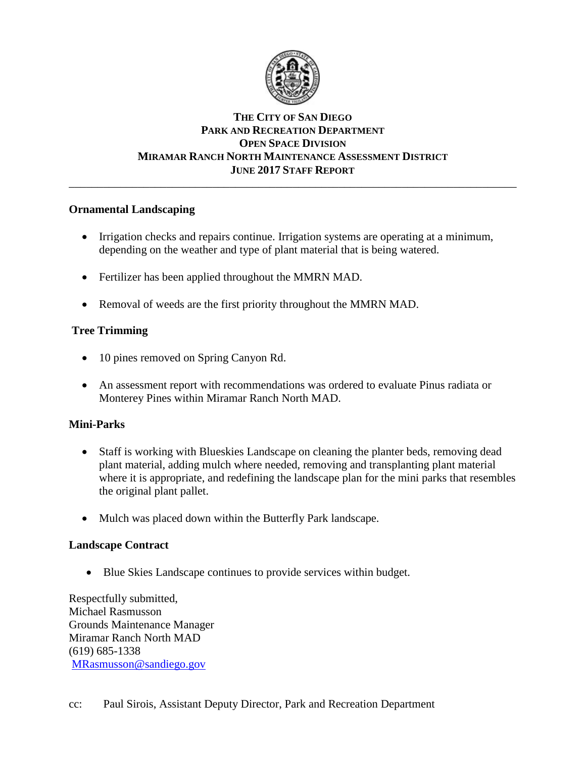# THE CITY OF SAN DIEGO
## PARK AND RECREATION DEPARTMENT
## OPEN SPACE DIVISION
## MIRAMAR RANCH NORTH MAINTENANCE ASSESSMENT DISTRICT
## JUNE 2017 STAFF REPORT

---

**Ornamental Landscaping**

- Irrigation checks and repairs continue. Irrigation systems are operating at a minimum, depending on the weather and type of plant material that is being watered.
- Fertilizer has been applied throughout the MMRN MAD.
- Removal of weeds are the first priority throughout the MMRN MAD.

**Tree Trimming**

- 10 pines removed on Spring Canyon Rd.
- An assessment report with recommendations was ordered to evaluate Pinus radiata or Monterey Pines within Miramar Ranch North MAD.

**Mini-Parks**

- Staff is working with Blueskies Landscape on cleaning the planter beds, removing dead plant material, adding mulch where needed, removing and transplanting plant material where it is appropriate, and redefining the landscape plan for the mini parks that resembles the original plant pallet.
- Mulch was placed down within the Butterfly Park landscape.

**Landscape Contract**

- Blue Skies Landscape continues to provide services within budget.

Respectfully submitted,
Michael Rasmusson
Grounds Maintenance Manager
Miramar Ranch North MAD
(619) 685-1338
MRasmusson@sandiego.gov

cc: Paul Sirois, Assistant Deputy Director, Park and Recreation Department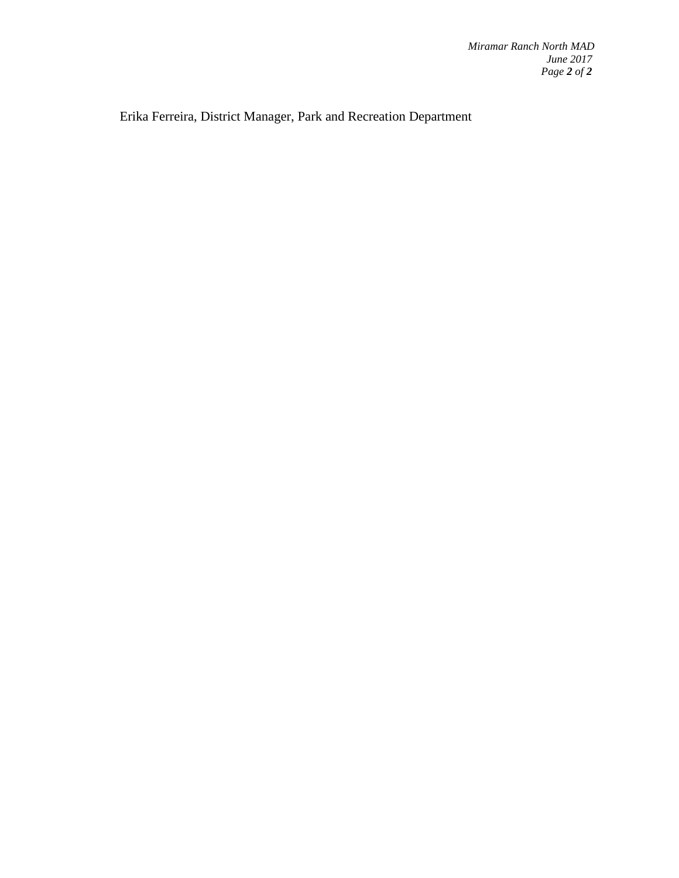Erika Ferreira, District Manager, Park and Recreation Department